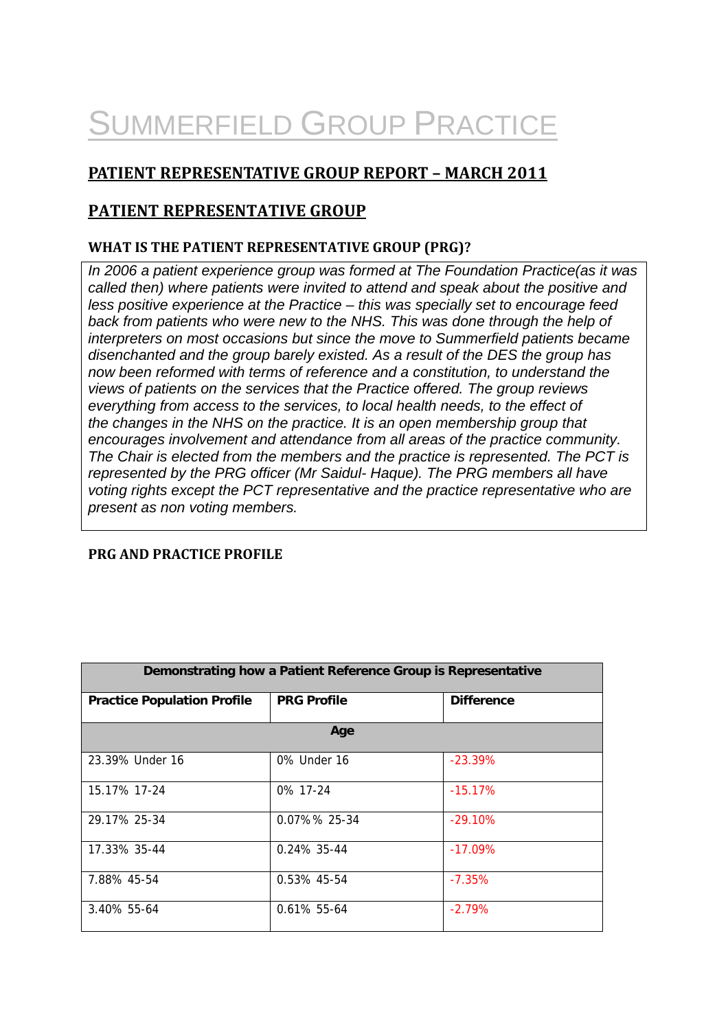# SUMMERFIELD GROUP PRACTICE

## PATIENT REPRESENTATIVE GROUP REPORT – MARCH 2011

## PATIENT REPRESENTATIVE GROUP

### WHAT IS THE PATIENT REPRESENTATIVE GROUP (PRG)?

*In 2006 a patient experience group was formed at The Foundation Practice(as it was called then) where patients were invited to attend and speak about the positive and less positive experience at the Practice – this was specially set to encourage feed back from patients who were new to the NHS. This was done through the help of interpreters on most occasions but since the move to Summerfield patients became disenchanted and the group barely existed. As a result of the DES the group has now been reformed with terms of reference and a constitution, to understand the views of patients on the services that the Practice offered. The group reviews everything from access to the services, to local health needs, to the effect of the changes in the NHS on the practice. It is an open membership group that encourages involvement and attendance from all areas of the practice community. The Chair is elected from the members and the practice is represented. The PCT is represented by the PRG officer (Mr Saidul- Haque). The PRG members all have voting rights except the PCT representative and the practice representative who are present as non voting members.*

### PRG AND PRACTICE PROFILE

| Demonstrating how a Patient Reference Group is Representative | | |
|---|---|---|
| **Practice Population Profile** | **PRG Profile** | **Difference** |
| **Age** | | |
| 23.39% Under 16 | 0% Under 16 | -23.39% |
| 15.17% 17-24 | 0% 17-24 | -15.17% |
| 29.17% 25-34 | 0.07%% 25-34 | -29.10% |
| 17.33% 35-44 | 0.24% 35-44 | -17.09% |
| 7.88% 45-54 | 0.53% 45-54 | -7.35% |
| 3.40% 55-64 | 0.61% 55-64 | -2.79% |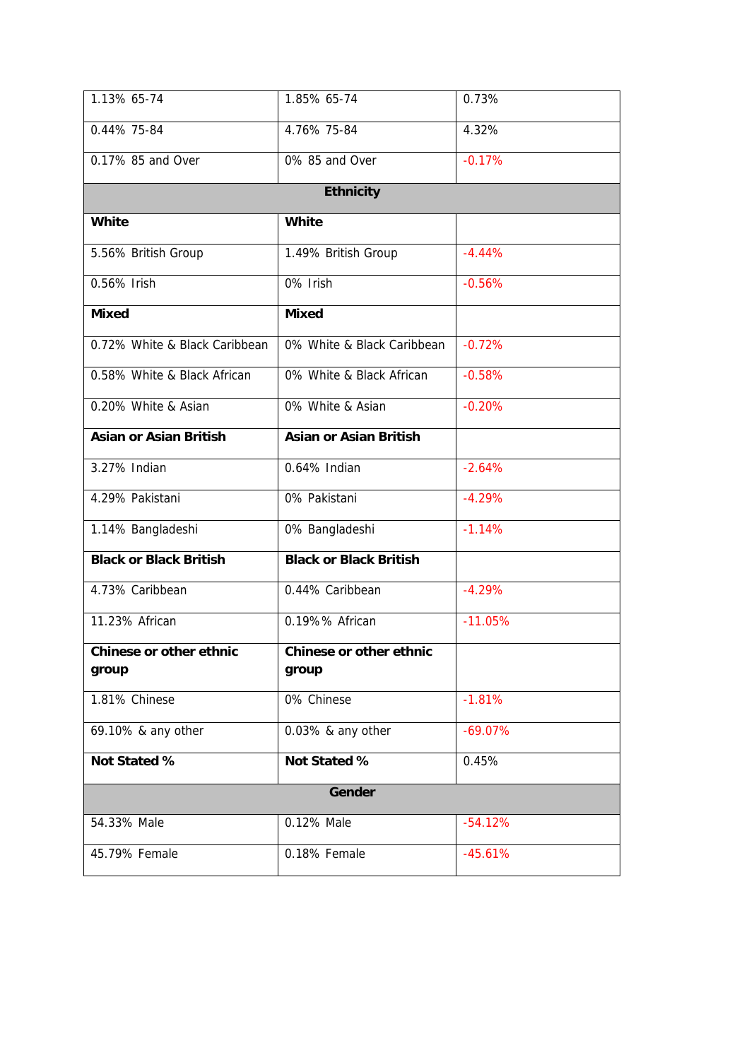| | | |
|---|---|---|
| 1.13% 65-74 | 1.85% 65-74 | 0.73% |
| 0.44% 75-84 | 4.76% 75-84 | 4.32% |
| 0.17% 85 and Over | 0% 85 and Over | -0.17% |
| **Ethnicity** | | |
| **White** | **White** | |
| 5.56% British Group | 1.49% British Group | -4.44% |
| 0.56% Irish | 0% Irish | -0.56% |
| **Mixed** | **Mixed** | |
| 0.72% White & Black Caribbean | 0% White & Black Caribbean | -0.72% |
| 0.58% White & Black African | 0% White & Black African | -0.58% |
| 0.20% White & Asian | 0% White & Asian | -0.20% |
| **Asian or Asian British** | **Asian or Asian British** | |
| 3.27% Indian | 0.64% Indian | -2.64% |
| 4.29% Pakistani | 0% Pakistani | -4.29% |
| 1.14% Bangladeshi | 0% Bangladeshi | -1.14% |
| **Black or Black British** | **Black or Black British** | |
| 4.73% Caribbean | 0.44% Caribbean | -4.29% |
| 11.23% African | 0.19%% African | -11.05% |
| **Chinese or other ethnic group** | **Chinese or other ethnic group** | |
| 1.81% Chinese | 0% Chinese | -1.81% |
| 69.10% & any other | 0.03% & any other | -69.07% |
| **Not Stated %** | **Not Stated %** | 0.45% |
| **Gender** | | |
| 54.33% Male | 0.12% Male | -54.12% |
| 45.79% Female | 0.18% Female | -45.61% |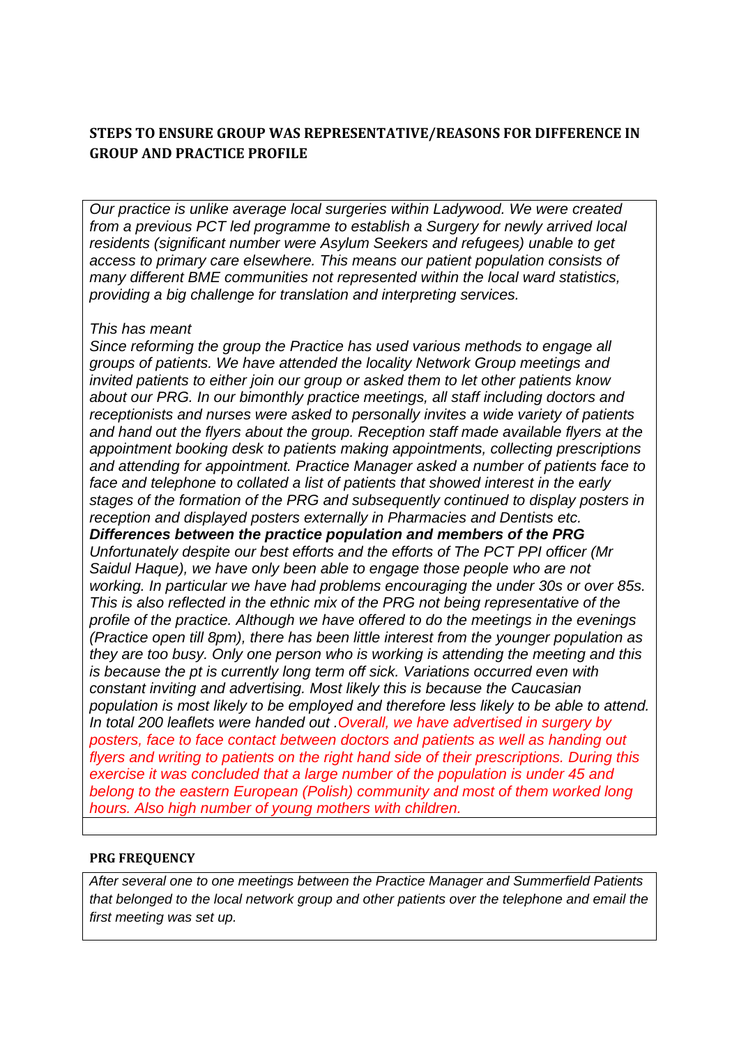## STEPS TO ENSURE GROUP WAS REPRESENTATIVE/REASONS FOR DIFFERENCE IN GROUP AND PRACTICE PROFILE

*Our practice is unlike average local surgeries within Ladywood. We were created from a previous PCT led programme to establish a Surgery for newly arrived local residents (significant number were Asylum Seekers and refugees) unable to get access to primary care elsewhere. This means our patient population consists of many different BME communities not represented within the local ward statistics, providing a big challenge for translation and interpreting services.*

*This has meant*

*Since reforming the group the Practice has used various methods to engage all groups of patients. We have attended the locality Network Group meetings and invited patients to either join our group or asked them to let other patients know about our PRG. In our bimonthly practice meetings, all staff including doctors and receptionists and nurses were asked to personally invites a wide variety of patients and hand out the flyers about the group. Reception staff made available flyers at the appointment booking desk to patients making appointments, collecting prescriptions and attending for appointment. Practice Manager asked a number of patients face to face and telephone to collated a list of patients that showed interest in the early stages of the formation of the PRG and subsequently continued to display posters in reception and displayed posters externally in Pharmacies and Dentists etc.*

***Differences between the practice population and members of the PRG***

*Unfortunately despite our best efforts and the efforts of The PCT PPI officer (Mr Saidul Haque), we have only been able to engage those people who are not working. In particular we have had problems encouraging the under 30s or over 85s. This is also reflected in the ethnic mix of the PRG not being representative of the profile of the practice. Although we have offered to do the meetings in the evenings (Practice open till 8pm), there has been little interest from the younger population as they are too busy. Only one person who is working is attending the meeting and this is because the pt is currently long term off sick. Variations occurred even with constant inviting and advertising. Most likely this is because the Caucasian population is most likely to be employed and therefore less likely to be able to attend. In total 200 leaflets were handed out .Overall, we have advertised in surgery by posters, face to face contact between doctors and patients as well as handing out flyers and writing to patients on the right hand side of their prescriptions. During this exercise it was concluded that a large number of the population is under 45 and belong to the eastern European (Polish) community and most of them worked long hours. Also high number of young mothers with children.*

### PRG FREQUENCY

*After several one to one meetings between the Practice Manager and Summerfield Patients that belonged to the local network group and other patients over the telephone and email the first meeting was set up.*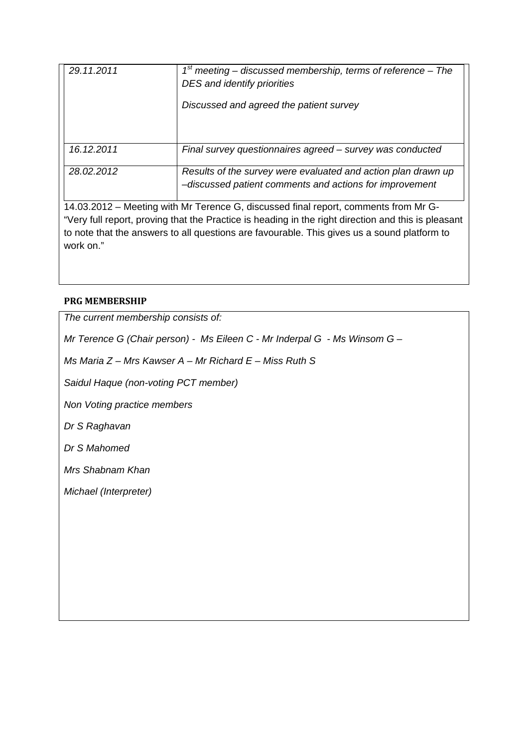| | |
|---|---|
| *29.11.2011* | *1st meeting – discussed membership, terms of reference – The DES and identify priorities*<br><br>*Discussed and agreed the patient survey* |
| *16.12.2011* | *Final survey questionnaires agreed – survey was conducted* |
| *28.02.2012* | *Results of the survey were evaluated and action plan drawn up –discussed patient comments and actions for improvement* |

14.03.2012 – Meeting with Mr Terence G, discussed final report, comments from Mr G- "Very full report, proving that the Practice is heading in the right direction and this is pleasant to note that the answers to all questions are favourable. This gives us a sound platform to work on."

**PRG MEMBERSHIP**

*The current membership consists of:*

*Mr Terence G (Chair person) - Ms Eileen C - Mr Inderpal G - Ms Winsom G –*

*Ms Maria Z – Mrs Kawser A – Mr Richard E – Miss Ruth S*

*Saidul Haque (non-voting PCT member)*

*Non Voting practice members*

*Dr S Raghavan*

*Dr S Mahomed*

*Mrs Shabnam Khan*

*Michael (Interpreter)*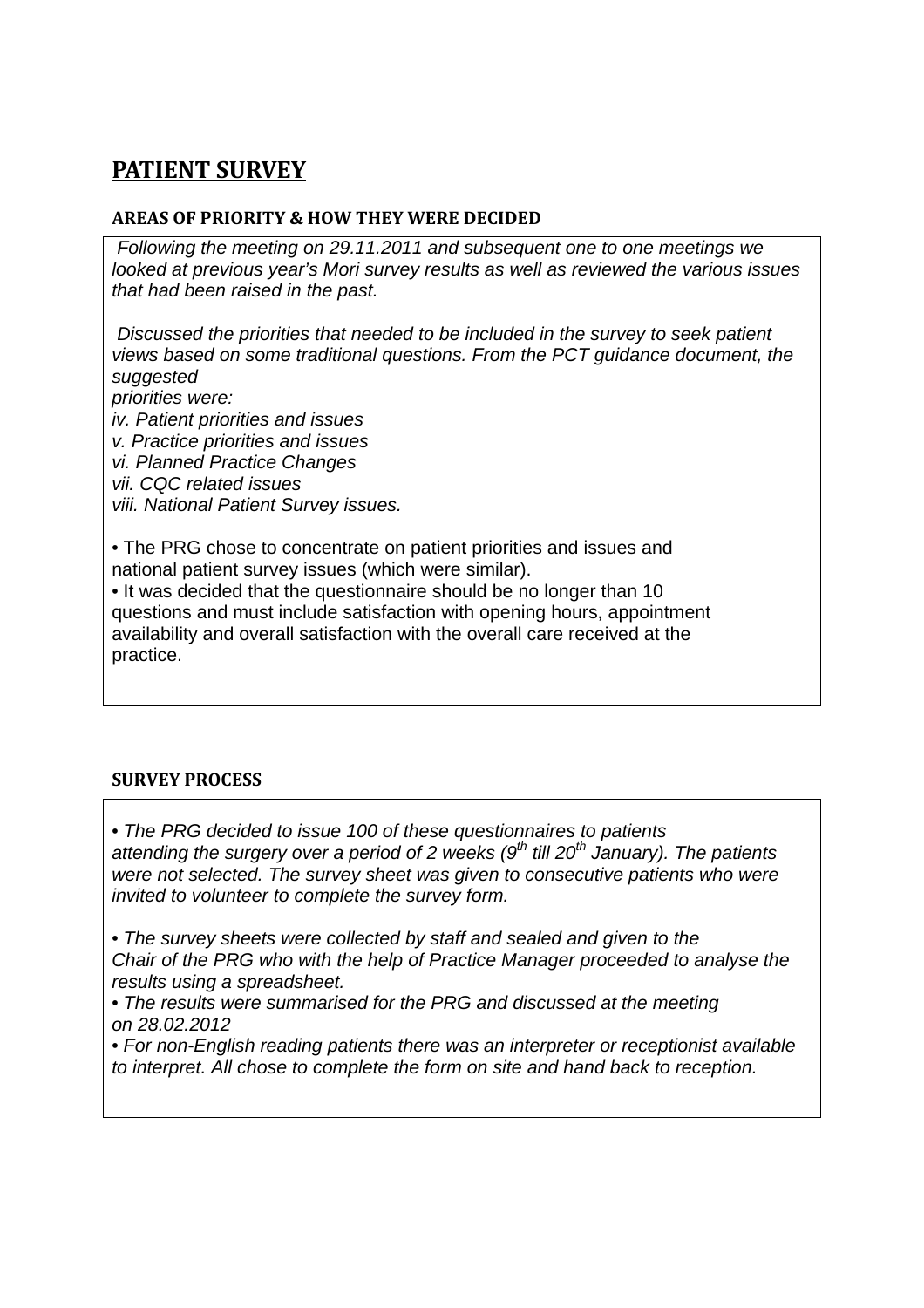# PATIENT SURVEY

### AREAS OF PRIORITY & HOW THEY WERE DECIDED

*Following the meeting on 29.11.2011 and subsequent one to one meetings we looked at previous year's Mori survey results as well as reviewed the various issues that had been raised in the past.*

*Discussed the priorities that needed to be included in the survey to seek patient views based on some traditional questions. From the PCT guidance document, the suggested priorities were:*

*iv. Patient priorities and issues*
*v. Practice priorities and issues*
*vi. Planned Practice Changes*
*vii. CQC related issues*
*viii. National Patient Survey issues.*

- The PRG chose to concentrate on patient priorities and issues and national patient survey issues (which were similar).
- It was decided that the questionnaire should be no longer than 10 questions and must include satisfaction with opening hours, appointment availability and overall satisfaction with the overall care received at the practice.

### SURVEY PROCESS

- *The PRG decided to issue 100 of these questionnaires to patients attending the surgery over a period of 2 weeks (9th till 20th January). The patients were not selected. The survey sheet was given to consecutive patients who were invited to volunteer to complete the survey form.*
- *The survey sheets were collected by staff and sealed and given to the Chair of the PRG who with the help of Practice Manager proceeded to analyse the results using a spreadsheet.*
- *The results were summarised for the PRG and discussed at the meeting on 28.02.2012*
- *For non-English reading patients there was an interpreter or receptionist available to interpret. All chose to complete the form on site and hand back to reception.*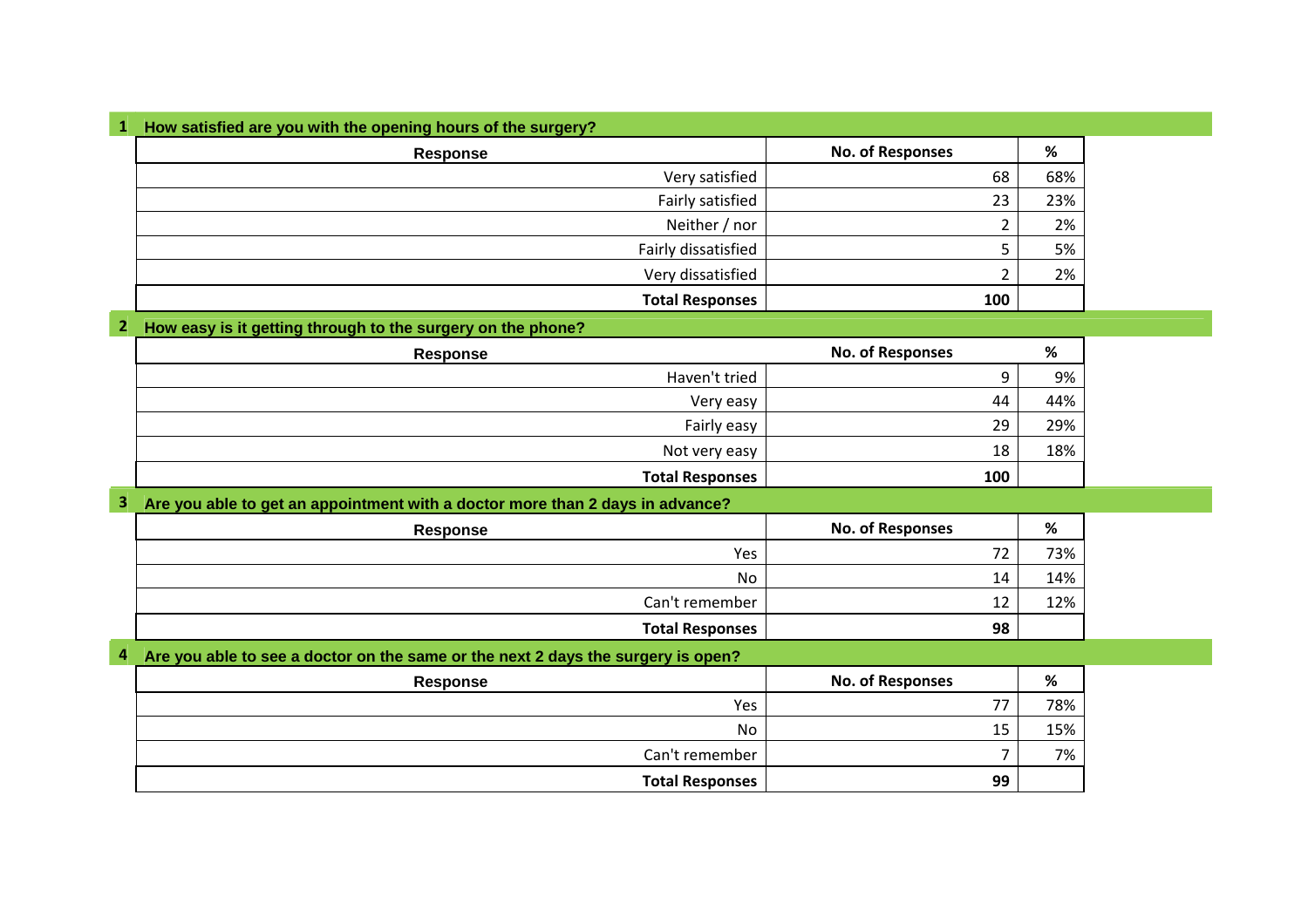## 1 How satisfied are you with the opening hours of the surgery?

| Response | No. of Responses | % |
|---|---|---|
| Very satisfied | 68 | 68% |
| Fairly satisfied | 23 | 23% |
| Neither / nor | 2 | 2% |
| Fairly dissatisfied | 5 | 5% |
| Very dissatisfied | 2 | 2% |
| **Total Responses** | **100** | |

## 2 How easy is it getting through to the surgery on the phone?

| Response | No. of Responses | % |
|---|---|---|
| Haven't tried | 9 | 9% |
| Very easy | 44 | 44% |
| Fairly easy | 29 | 29% |
| Not very easy | 18 | 18% |
| **Total Responses** | **100** | |

## 3 Are you able to get an appointment with a doctor more than 2 days in advance?

| Response | No. of Responses | % |
|---|---|---|
| Yes | 72 | 73% |
| No | 14 | 14% |
| Can't remember | 12 | 12% |
| **Total Responses** | **98** | |

## 4 Are you able to see a doctor on the same or the next 2 days the surgery is open?

| Response | No. of Responses | % |
|---|---|---|
| Yes | 77 | 78% |
| No | 15 | 15% |
| Can't remember | 7 | 7% |
| **Total Responses** | **99** | |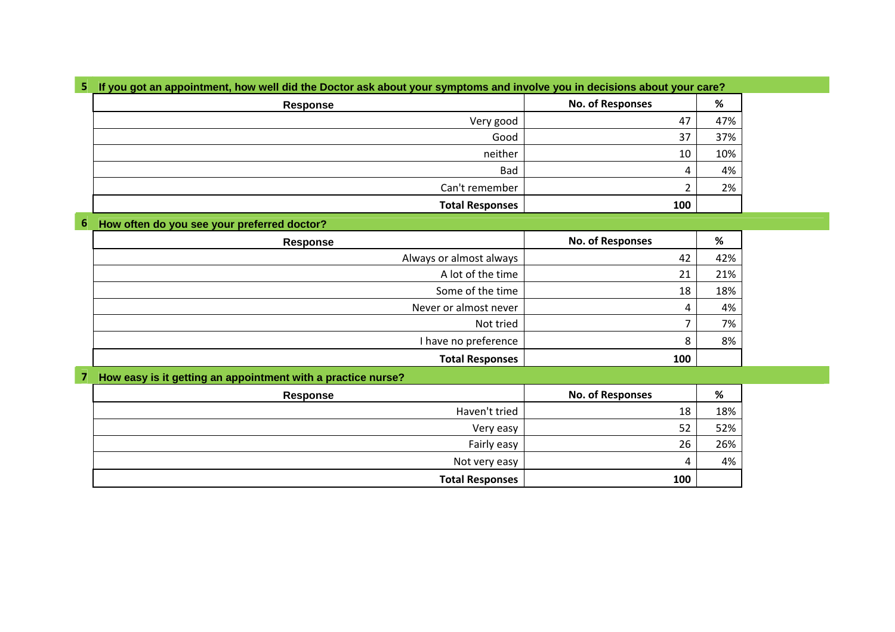## 5 If you got an appointment, how well did the Doctor ask about your symptoms and involve you in decisions about your care?

| Response | No. of Responses | % |
|---|---|---|
| Very good | 47 | 47% |
| Good | 37 | 37% |
| neither | 10 | 10% |
| Bad | 4 | 4% |
| Can't remember | 2 | 2% |
| **Total Responses** | **100** | |

## 6 How often do you see your preferred doctor?

| Response | No. of Responses | % |
|---|---|---|
| Always or almost always | 42 | 42% |
| A lot of the time | 21 | 21% |
| Some of the time | 18 | 18% |
| Never or almost never | 4 | 4% |
| Not tried | 7 | 7% |
| I have no preference | 8 | 8% |
| **Total Responses** | **100** | |

## 7 How easy is it getting an appointment with a practice nurse?

| Response | No. of Responses | % |
|---|---|---|
| Haven't tried | 18 | 18% |
| Very easy | 52 | 52% |
| Fairly easy | 26 | 26% |
| Not very easy | 4 | 4% |
| **Total Responses** | **100** | |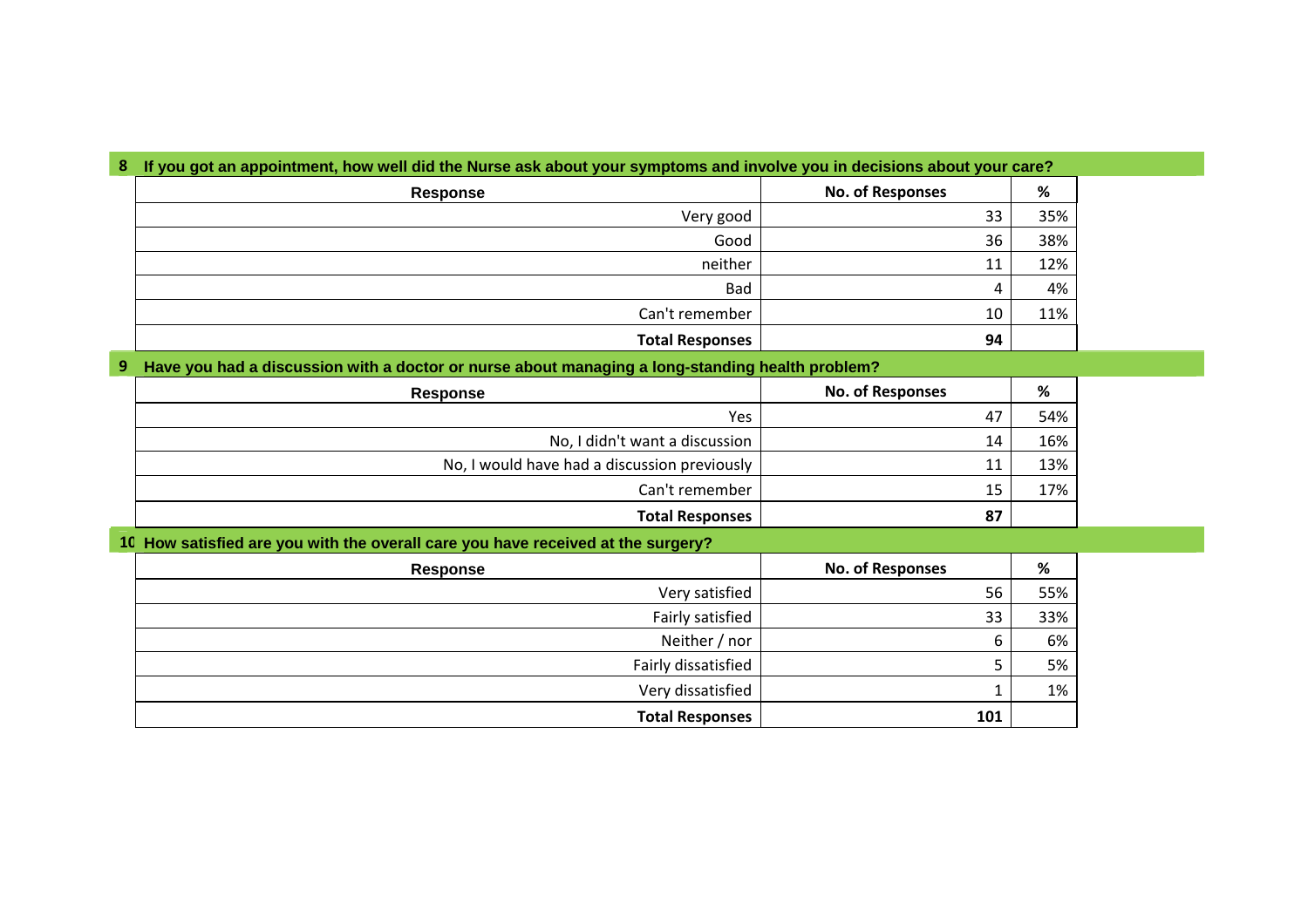## 8 If you got an appointment, how well did the Nurse ask about your symptoms and involve you in decisions about your care?

| Response | No. of Responses | % |
|---|---|---|
| Very good | 33 | 35% |
| Good | 36 | 38% |
| neither | 11 | 12% |
| Bad | 4 | 4% |
| Can't remember | 10 | 11% |
| **Total Responses** | **94** | |

## 9 Have you had a discussion with a doctor or nurse about managing a long-standing health problem?

| Response | No. of Responses | % |
|---|---|---|
| Yes | 47 | 54% |
| No, I didn't want a discussion | 14 | 16% |
| No, I would have had a discussion previously | 11 | 13% |
| Can't remember | 15 | 17% |
| **Total Responses** | **87** | |

## 10 How satisfied are you with the overall care you have received at the surgery?

| Response | No. of Responses | % |
|---|---|---|
| Very satisfied | 56 | 55% |
| Fairly satisfied | 33 | 33% |
| Neither / nor | 6 | 6% |
| Fairly dissatisfied | 5 | 5% |
| Very dissatisfied | 1 | 1% |
| **Total Responses** | **101** | |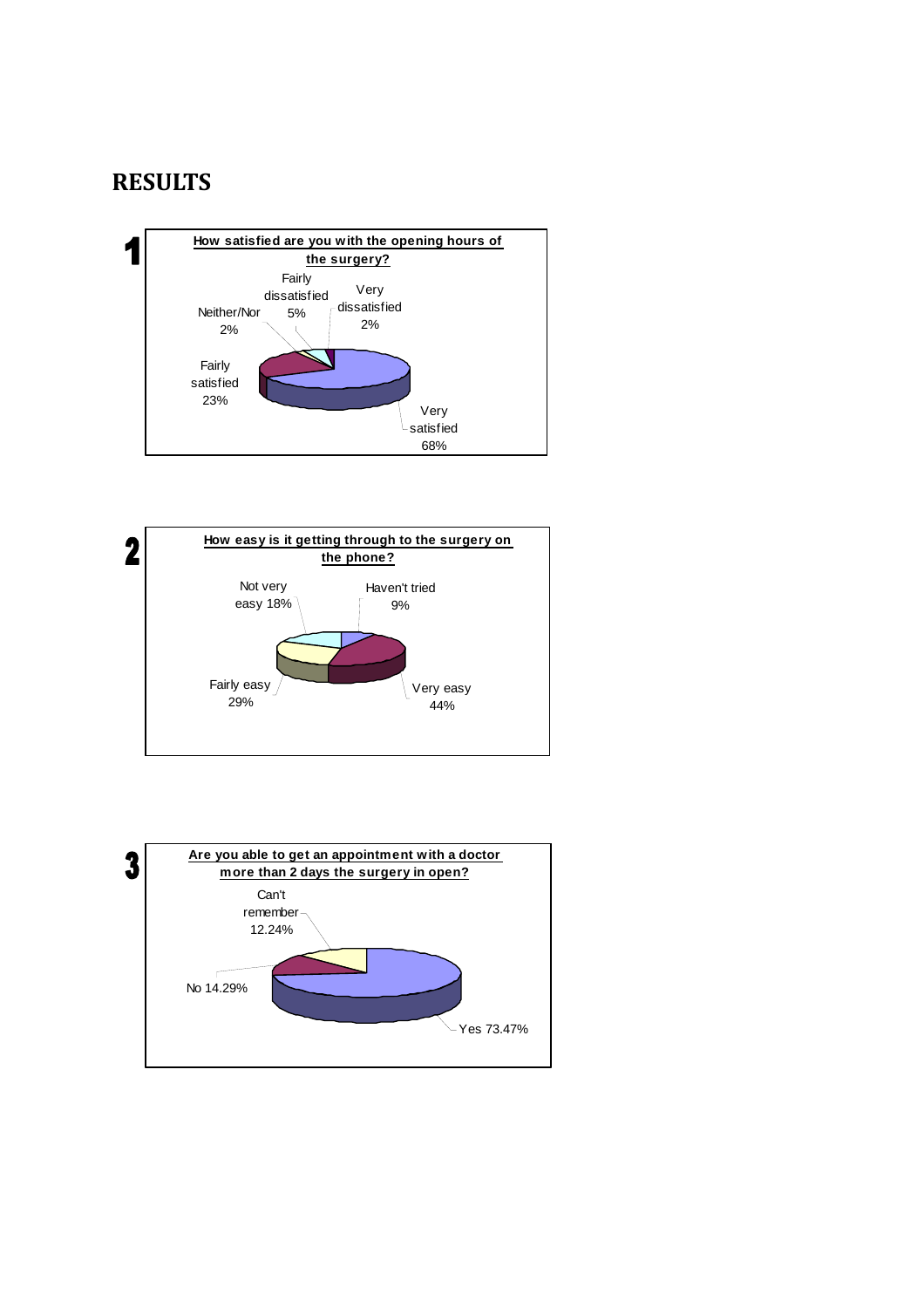# RESULTS

**1**

**How satisfied are you with the opening hours of the surgery?**

Fairly dissatisfied 5%

Very dissatisfied 2%

Neither/Nor 2%

Fairly satisfied 23%

Very satisfied 68%

**2**

**How easy is it getting through to the surgery on the phone?**

Not very easy 18%

Haven't tried 9%

Fairly easy 29%

Very easy 44%

**3**

**Are you able to get an appointment with a doctor more than 2 days the surgery in open?**

Can't remember 12.24%

No 14.29%

Yes 73.47%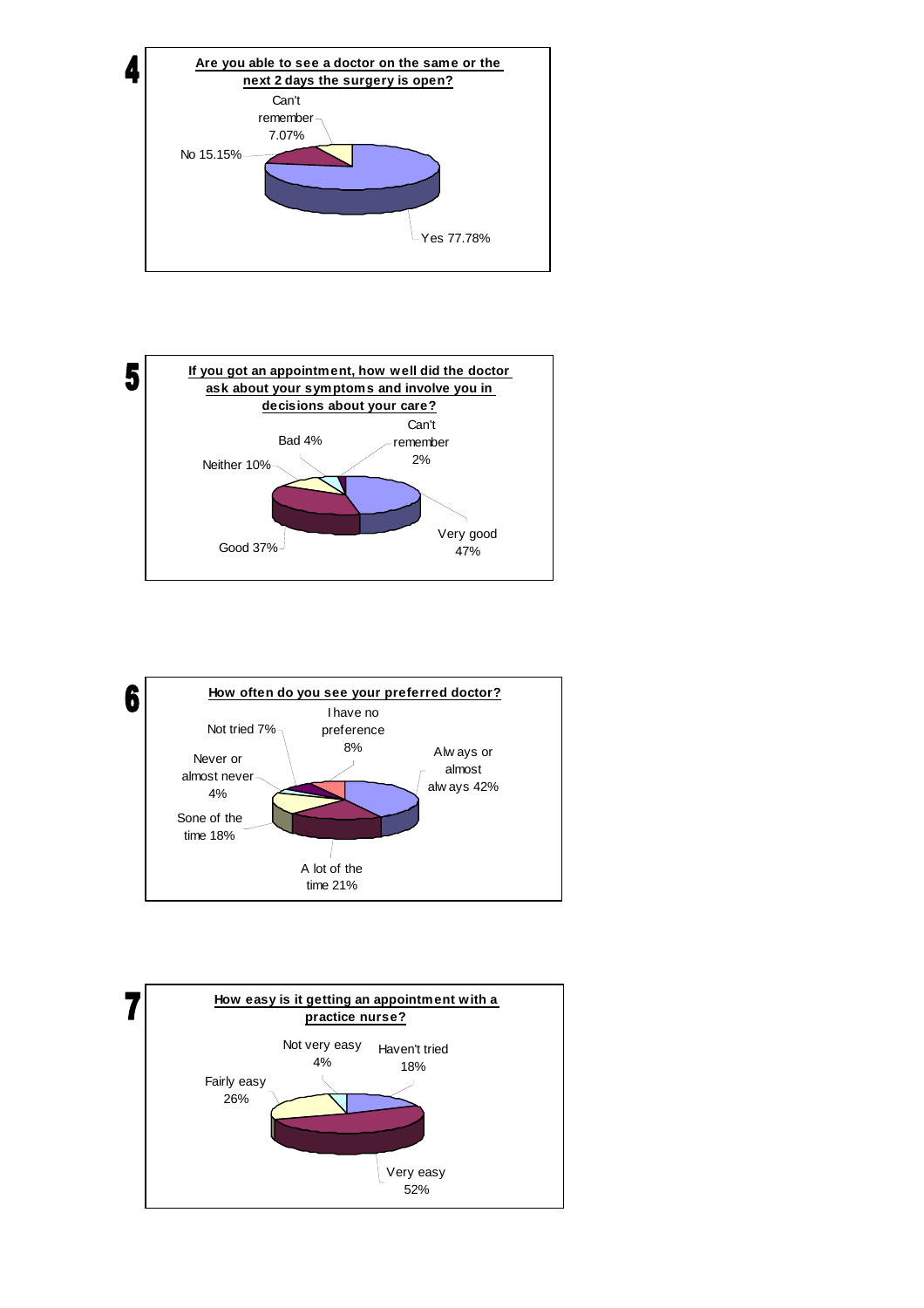**4**

**Are you able to see a doctor on the same or the next 2 days the surgery is open?**

- Yes 77.78%
- No 15.15%
- Can't remember 7.07%

**5**

**If you got an appointment, how well did the doctor ask about your symptoms and involve you in decisions about your care?**

- Very good 47%
- Good 37%
- Neither 10%
- Bad 4%
- Can't remember 2%

**6**

**How often do you see your preferred doctor?**

- Always or almost always 42%
- A lot of the time 21%
- Sone of the time 18%
- Never or almost never 4%
- Not tried 7%
- I have no preference 8%

**7**

**How easy is it getting an appointment with a practice nurse?**

- Very easy 52%
- Fairly easy 26%
- Not very easy 4%
- Haven't tried 18%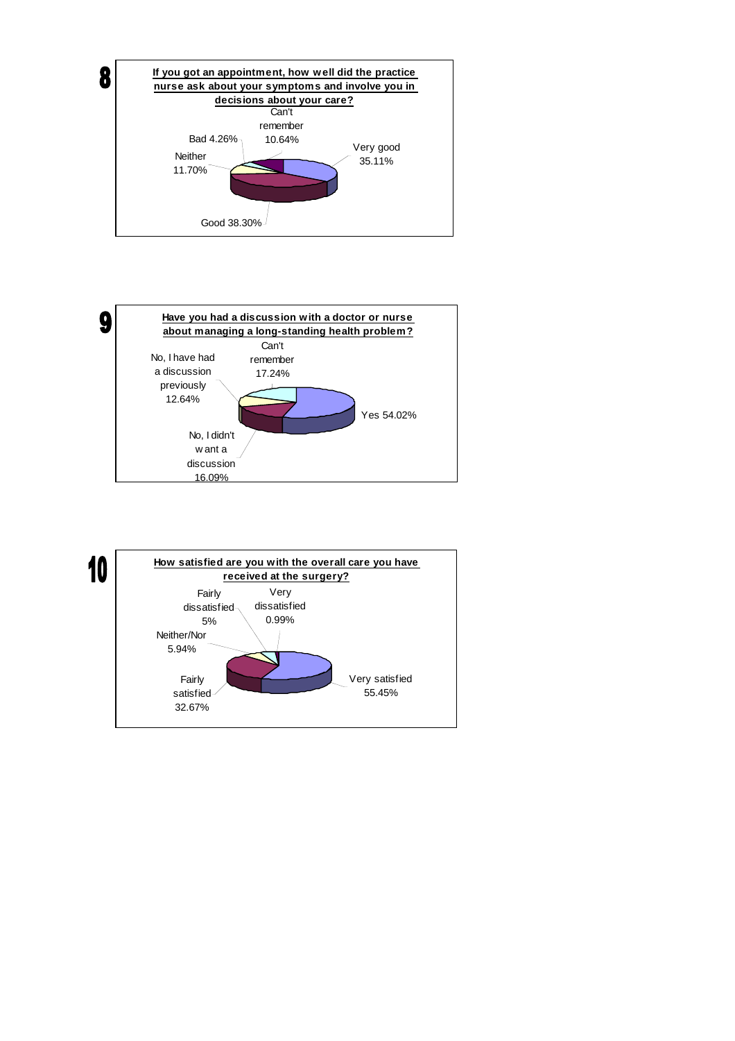**8**

**If you got an appointment, how well did the practice nurse ask about your symptoms and involve you in decisions about your care?**

- Very good 35.11%
- Good 38.30%
- Neither 11.70%
- Bad 4.26%
- Can't remember 10.64%

**9**

**Have you had a discussion with a doctor or nurse about managing a long-standing health problem?**

- Yes 54.02%
- No, I didn't want a discussion 16.09%
- No, I have had a discussion previously 12.64%
- Can't remember 17.24%

**10**

**How satisfied are you with the overall care you have received at the surgery?**

- Very satisfied 55.45%
- Fairly satisfied 32.67%
- Neither/Nor 5.94%
- Fairly dissatisfied 5%
- Very dissatisfied 0.99%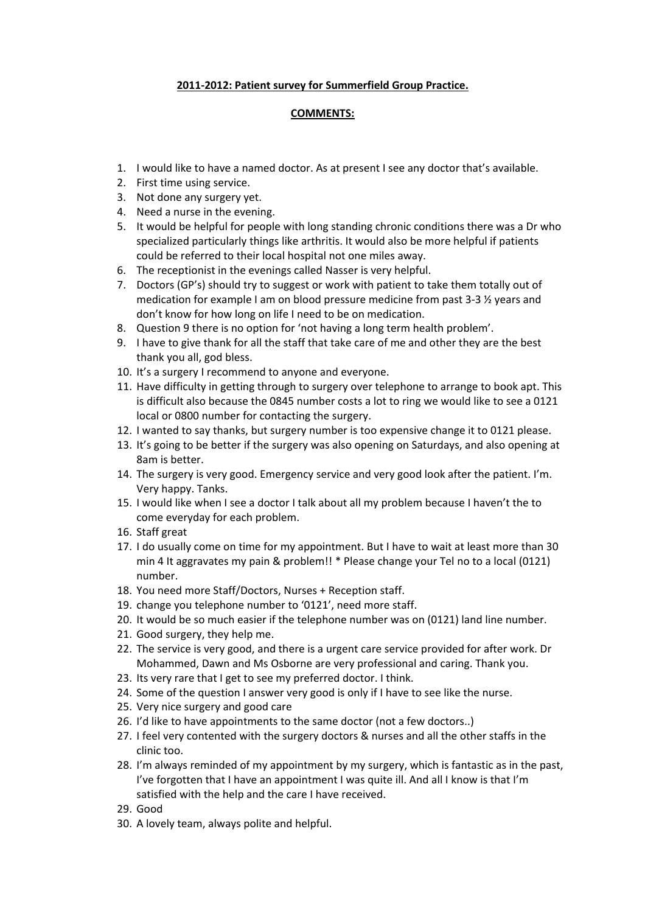**2011-2012: Patient survey for Summerfield Group Practice.**

**COMMENTS:**

1. I would like to have a named doctor. As at present I see any doctor that's available.
2. First time using service.
3. Not done any surgery yet.
4. Need a nurse in the evening.
5. It would be helpful for people with long standing chronic conditions there was a Dr who specialized particularly things like arthritis. It would also be more helpful if patients could be referred to their local hospital not one miles away.
6. The receptionist in the evenings called Nasser is very helpful.
7. Doctors (GP's) should try to suggest or work with patient to take them totally out of medication for example I am on blood pressure medicine from past 3-3 ½ years and don't know for how long on life I need to be on medication.
8. Question 9 there is no option for 'not having a long term health problem'.
9. I have to give thank for all the staff that take care of me and other they are the best thank you all, god bless.
10. It's a surgery I recommend to anyone and everyone.
11. Have difficulty in getting through to surgery over telephone to arrange to book apt. This is difficult also because the 0845 number costs a lot to ring we would like to see a 0121 local or 0800 number for contacting the surgery.
12. I wanted to say thanks, but surgery number is too expensive change it to 0121 please.
13. It's going to be better if the surgery was also opening on Saturdays, and also opening at 8am is better.
14. The surgery is very good. Emergency service and very good look after the patient. I'm. Very happy. Tanks.
15. I would like when I see a doctor I talk about all my problem because I haven't the to come everyday for each problem.
16. Staff great
17. I do usually come on time for my appointment. But I have to wait at least more than 30 min 4 It aggravates my pain & problem!! * Please change your Tel no to a local (0121) number.
18. You need more Staff/Doctors, Nurses + Reception staff.
19. change you telephone number to '0121', need more staff.
20. It would be so much easier if the telephone number was on (0121) land line number.
21. Good surgery, they help me.
22. The service is very good, and there is a urgent care service provided for after work. Dr Mohammed, Dawn and Ms Osborne are very professional and caring. Thank you.
23. Its very rare that I get to see my preferred doctor. I think.
24. Some of the question I answer very good is only if I have to see like the nurse.
25. Very nice surgery and good care
26. I'd like to have appointments to the same doctor (not a few doctors..)
27. I feel very contented with the surgery doctors & nurses and all the other staffs in the clinic too.
28. I'm always reminded of my appointment by my surgery, which is fantastic as in the past, I've forgotten that I have an appointment I was quite ill. And all I know is that I'm satisfied with the help and the care I have received.
29. Good
30. A lovely team, always polite and helpful.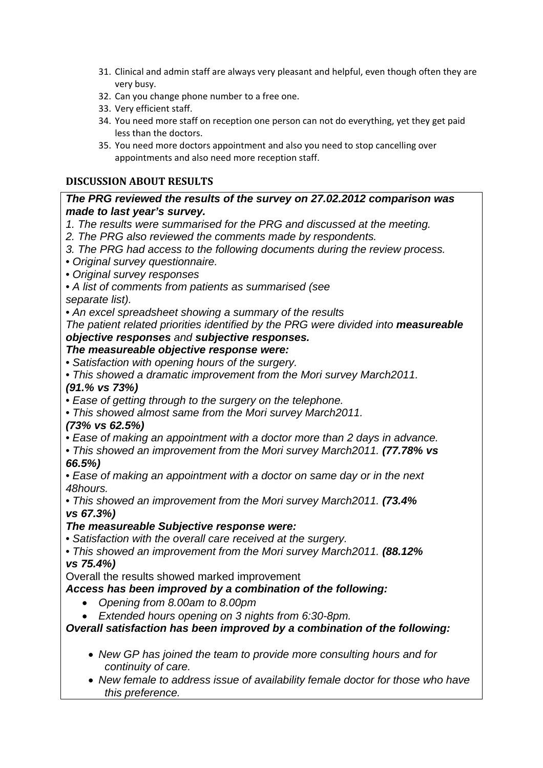31. Clinical and admin staff are always very pleasant and helpful, even though often they are very busy.
32. Can you change phone number to a free one.
33. Very efficient staff.
34. You need more staff on reception one person can not do everything, yet they get paid less than the doctors.
35. You need more doctors appointment and also you need to stop cancelling over appointments and also need more reception staff.

## DISCUSSION ABOUT RESULTS

***The PRG reviewed the results of the survey on 27.02.2012 comparison was made to last year's survey.***

*1. The results were summarised for the PRG and discussed at the meeting.*

*2. The PRG also reviewed the comments made by respondents.*

*3. The PRG had access to the following documents during the review process.*

*• Original survey questionnaire.*

*• Original survey responses*

*• A list of comments from patients as summarised (see separate list).*

*• An excel spreadsheet showing a summary of the results*

*The patient related priorities identified by the PRG were divided into **measureable objective responses** and **subjective responses.***

***The measureable objective response were:***

*• Satisfaction with opening hours of the surgery.*

*• This showed a dramatic improvement from the Mori survey March2011.* ***(91.% vs 73%)***

*• Ease of getting through to the surgery on the telephone.*

*• This showed almost same from the Mori survey March2011.* ***(73% vs 62.5%)***

*• Ease of making an appointment with a doctor more than 2 days in advance.*

*• This showed an improvement from the Mori survey March2011.* ***(77.78% vs 66.5%)***

*• Ease of making an appointment with a doctor on same day or in the next 48hours.*

*• This showed an improvement from the Mori survey March2011.* ***(73.4% vs 67.3%)***

***The measureable Subjective response were:***

*• Satisfaction with the overall care received at the surgery.*

*• This showed an improvement from the Mori survey March2011.* ***(88.12% vs 75.4%)***

Overall the results showed marked improvement

***Access has been improved by a combination of the following:***

- *Opening from 8.00am to 8.00pm*
- *Extended hours opening on 3 nights from 6:30-8pm.*

***Overall satisfaction has been improved by a combination of the following:***

- *New GP has joined the team to provide more consulting hours and for continuity of care.*
- *New female to address issue of availability female doctor for those who have this preference.*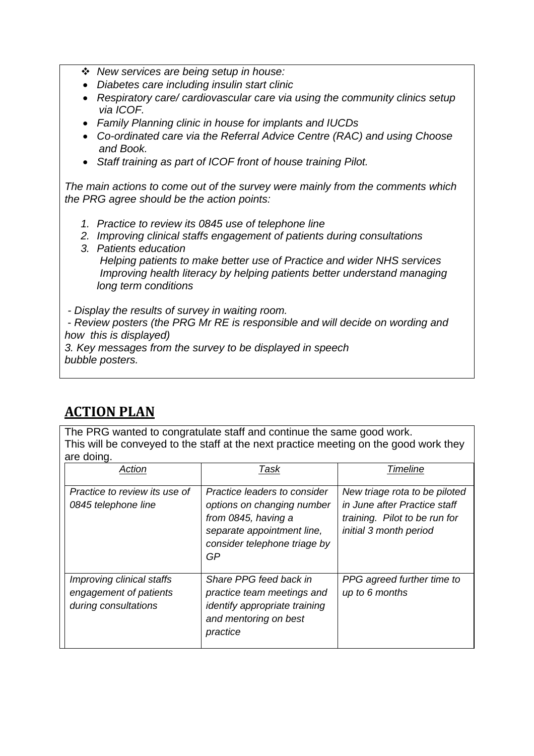- *New services are being setup in house:*
- *Diabetes care including insulin start clinic*
- *Respiratory care/ cardiovascular care via using the community clinics setup via ICOF.*
- *Family Planning clinic in house for implants and IUCDs*
- *Co-ordinated care via the Referral Advice Centre (RAC) and using Choose and Book.*
- *Staff training as part of ICOF front of house training Pilot.*

*The main actions to come out of the survey were mainly from the comments which the PRG agree should be the action points:*

1. *Practice to review its 0845 use of telephone line*
2. *Improving clinical staffs engagement of patients during consultations*
3. *Patients education*
   *Helping patients to make better use of Practice and wider NHS services*
   *Improving health literacy by helping patients better understand managing long term conditions*

*- Display the results of survey in waiting room.*
*- Review posters (the PRG Mr RE is responsible and will decide on wording and how this is displayed)*
*3. Key messages from the survey to be displayed in speech bubble posters.*

## ACTION PLAN

The PRG wanted to congratulate staff and continue the same good work.
This will be conveyed to the staff at the next practice meeting on the good work they are doing.

| *Action* | *Task* | *Timeline* |
|---|---|---|
| *Practice to review its use of 0845 telephone line* | *Practice leaders to consider options on changing number from 0845, having a separate appointment line, consider telephone triage by GP* | *New triage rota to be piloted in June after Practice staff training. Pilot to be run for initial 3 month period* |
| *Improving clinical staffs engagement of patients during consultations* | *Share PPG feed back in practice team meetings and identify appropriate training and mentoring on best practice* | *PPG agreed further time to up to 6 months* |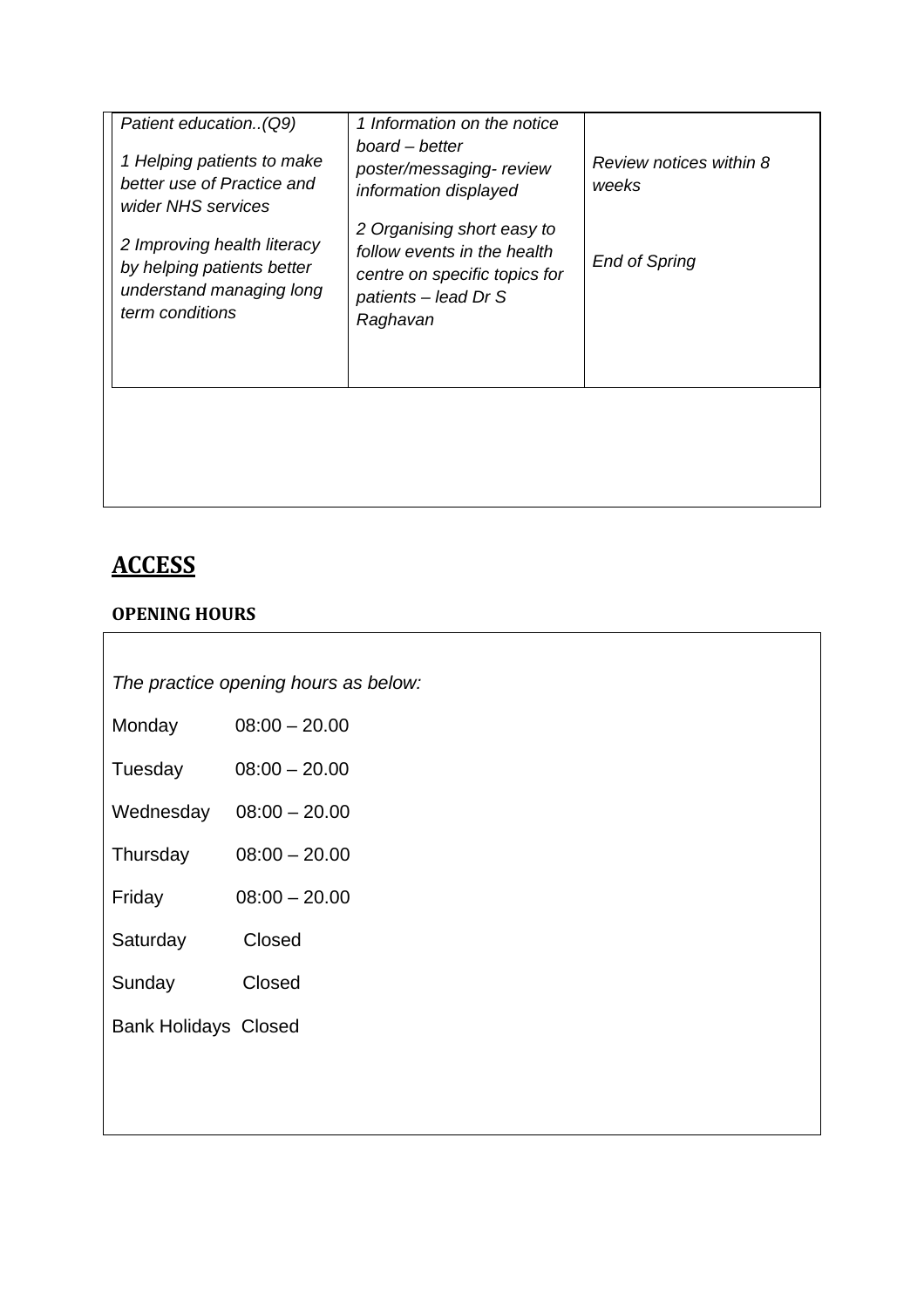| *Patient education..(Q9)*<br><br>*1 Helping patients to make better use of Practice and wider NHS services*<br><br>*2 Improving health literacy by helping patients better understand managing long term conditions* | *1 Information on the notice board – better poster/messaging- review information displayed*<br><br>*2 Organising short easy to follow events in the health centre on specific topics for patients – lead Dr S Raghavan* | *Review notices within 8 weeks*<br><br>*End of Spring* |
|---|---|---|

## ACCESS

### OPENING HOURS

*The practice opening hours as below:*

| | |
|---|---|
| Monday | 08:00 – 20.00 |
| Tuesday | 08:00 – 20.00 |
| Wednesday | 08:00 – 20.00 |
| Thursday | 08:00 – 20.00 |
| Friday | 08:00 – 20.00 |
| Saturday | Closed |
| Sunday | Closed |
| Bank Holidays | Closed |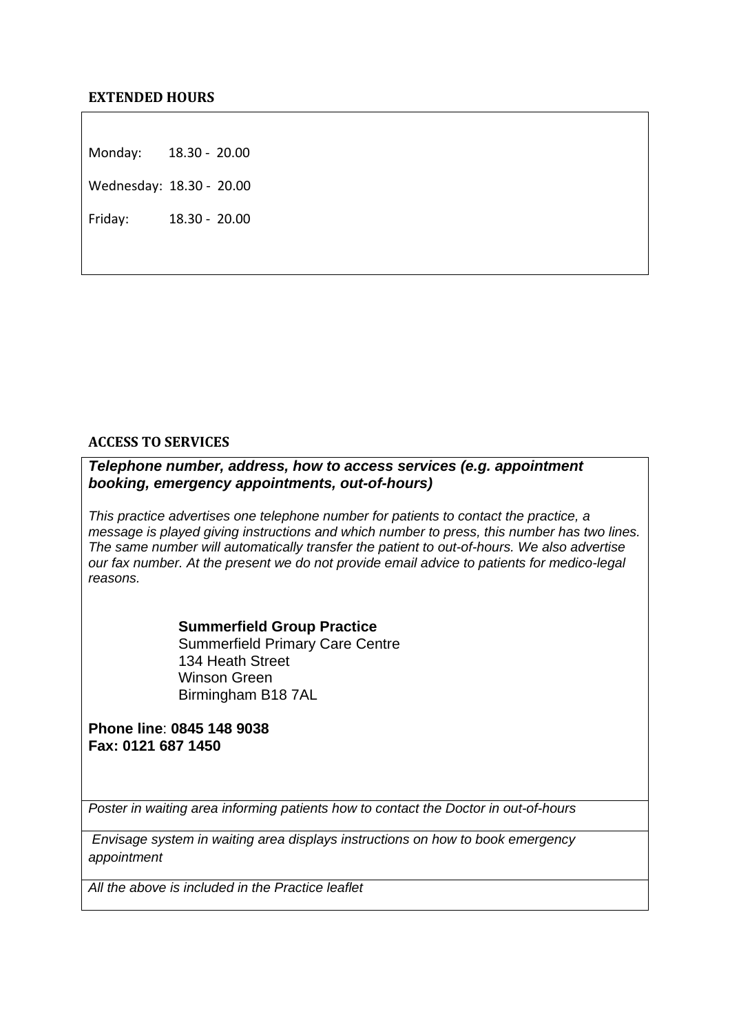## EXTENDED HOURS

Monday: 18.30 - 20.00

Wednesday: 18.30 - 20.00

Friday: 18.30 - 20.00

## ACCESS TO SERVICES

***Telephone number, address, how to access services (e.g. appointment booking, emergency appointments, out-of-hours)***

*This practice advertises one telephone number for patients to contact the practice, a message is played giving instructions and which number to press, this number has two lines. The same number will automatically transfer the patient to out-of-hours. We also advertise our fax number. At the present we do not provide email advice to patients for medico-legal reasons.*

**Summerfield Group Practice**
Summerfield Primary Care Centre
134 Heath Street
Winson Green
Birmingham B18 7AL

**Phone line**: **0845 148 9038**
**Fax: 0121 687 1450**

*Poster in waiting area informing patients how to contact the Doctor in out-of-hours*

*Envisage system in waiting area displays instructions on how to book emergency appointment*

*All the above is included in the Practice leaflet*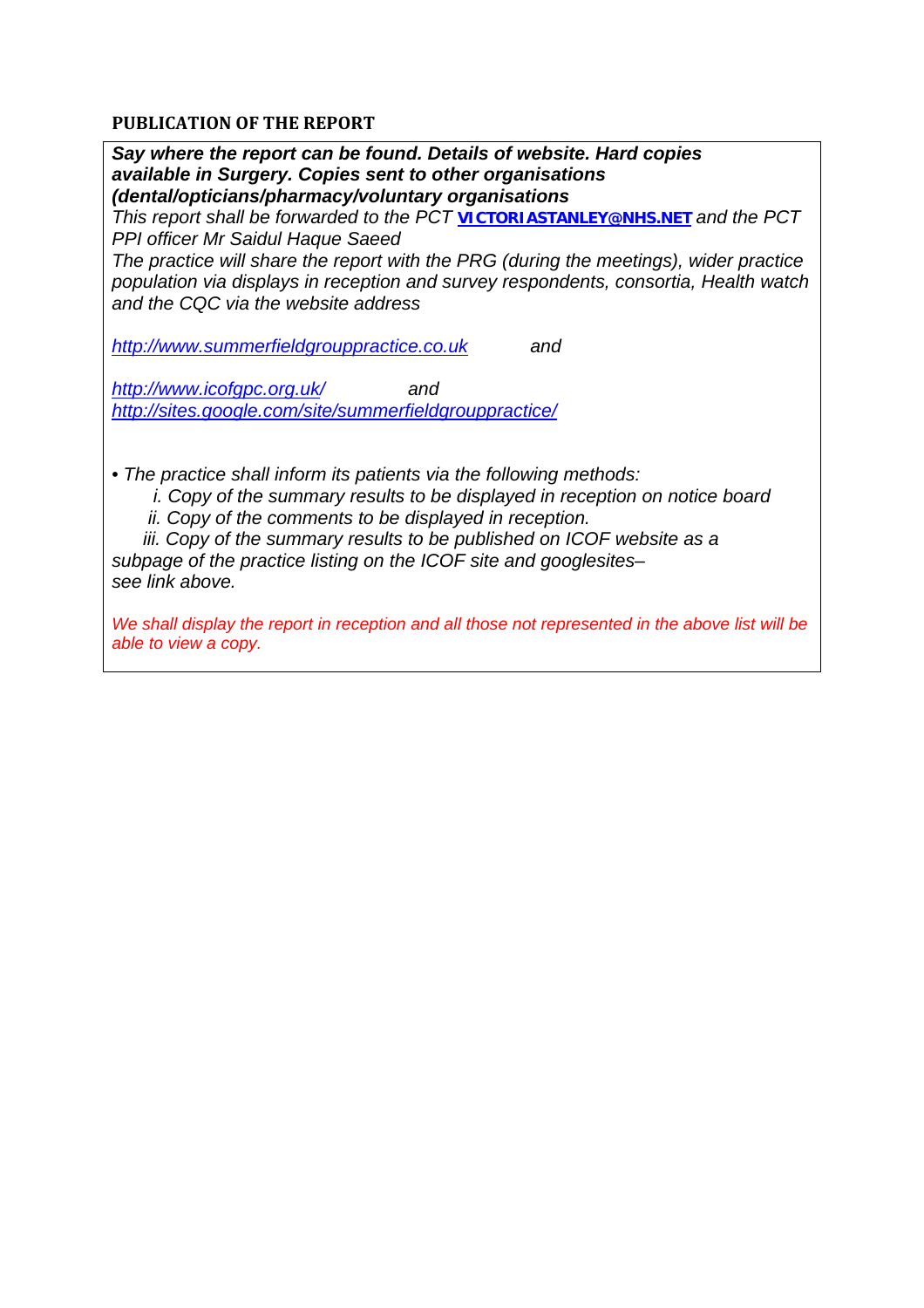## PUBLICATION OF THE REPORT

***Say where the report can be found. Details of website. Hard copies available in Surgery. Copies sent to other organisations (dental/opticians/pharmacy/voluntary organisations***

*This report shall be forwarded to the PCT* **VICTORIASTANLEY@NHS.NET** *and the PCT PPI officer Mr Saidul Haque Saeed*

*The practice will share the report with the PRG (during the meetings), wider practice population via displays in reception and survey respondents, consortia, Health watch and the CQC via the website address*

*http://www.summerfieldgrouppractice.co.uk* *and*

*http://www.icofgpc.org.uk/* *and*
*http://sites.google.com/site/summerfieldgrouppractice/*

- *The practice shall inform its patients via the following methods:*
  - *i. Copy of the summary results to be displayed in reception on notice board*
  - *ii. Copy of the comments to be displayed in reception.*
  - *iii. Copy of the summary results to be published on ICOF website as a subpage of the practice listing on the ICOF site and googlesites– see link above.*

*We shall display the report in reception and all those not represented in the above list will be able to view a copy.*